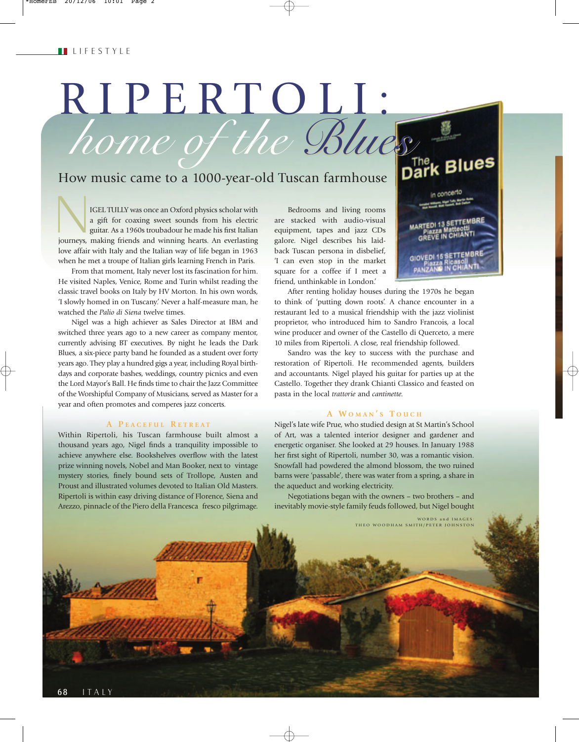# RIPERTOLI: *home of the Blues*

## How music came to a 1000-year-old Tuscan farmhouse

NIGEL TULLY was once an Oxford physics scholar with a gift for coaxing sweet sounds from his electric guitar. As a 1960s troubadour he made his first Italian journeys, making friends and winning hearts. An everlasting love affair with Italy and the Italian way of life began in 1963 when he met a troupe of Italian girls learning French in Paris.

From that moment, Italy never lost its fascination for him. He visited Naples, Venice, Rome and Turin whilst reading the classic travel books on Italy by HV Morton. In his own words, 'I slowly homed in on Tuscany.' Never a half-measure man, he watched the *Palio di Siena* twelve times.

Nigel was a high achiever as Sales Director at IBM and switched three years ago to a new career as company mentor, currently advising BT executives. By night he leads the Dark Blues, a six-piece party band he founded as a student over forty years ago. They play a hundred gigs a year, including Royal birthdays and corporate bashes, weddings, country picnics and even the Lord Mayor's Ball. He finds time to chair the Jazz Committee of the Worshipful Company of Musicians, served as Master for a year and often promotes and comperes jazz concerts.

### A Peaceful Retreat

Within Ripertoli, his Tuscan farmhouse built almost a thousand years ago, Nigel finds a tranquility impossible to achieve anywhere else. Bookshelves overflow with the latest prize winning novels, Nobel and Man Booker, next to vintage mystery stories, finely bound sets of Trollope, Austen and Proust and illustrated volumes devoted to Italian Old Masters. Ripertoli is within easy driving distance of Florence, Siena and Arezzo, pinnacle of the Piero della Francesca fresco pilgrimage.

Bedrooms and living rooms are stacked with audio-visual equipment, tapes and jazz CDs galore. Nigel describes his laid-back Tuscan persona in disbelief, 'I can even stop in the market square for a coffee if I meet a friend, unthinkable in London.'

After renting holiday houses during the 1970s he began to think of 'putting down roots'. A chance encounter in a restaurant led to a musical friendship with the jazz violinist proprietor, who introduced him to Sandro Francois, a local wine producer and owner of the Castello di Querceto, a mere 10 miles from Ripertoli. A close, real friendship followed.

Sandro was the key to success with the purchase and restoration of Ripertoli. He recommended agents, builders and accountants. Nigel played his guitar for parties up at the Castello. Together they drank Chianti Classico and feasted on pasta in the local *trattorie* and *cantinette*.

### A Woman's Touch

Nigel's late wife Prue, who studied design at St Martin's School of Art, was a talented interior designer and gardener and energetic organiser. She looked at 29 houses. In January 1988 her first sight of Ripertoli, number 30, was a romantic vision. Snowfall had powdered the almond blossom, the two ruined barns were 'passable', there was water from a spring, a share in the aqueduct and working electricity.

Negotiations began with the owners – two brothers – and inevitably movie-style family feuds followed, but Nigel bought

WORDS and IMAGES:
THEO WOODHAM SMITH/PETER JOHNSTON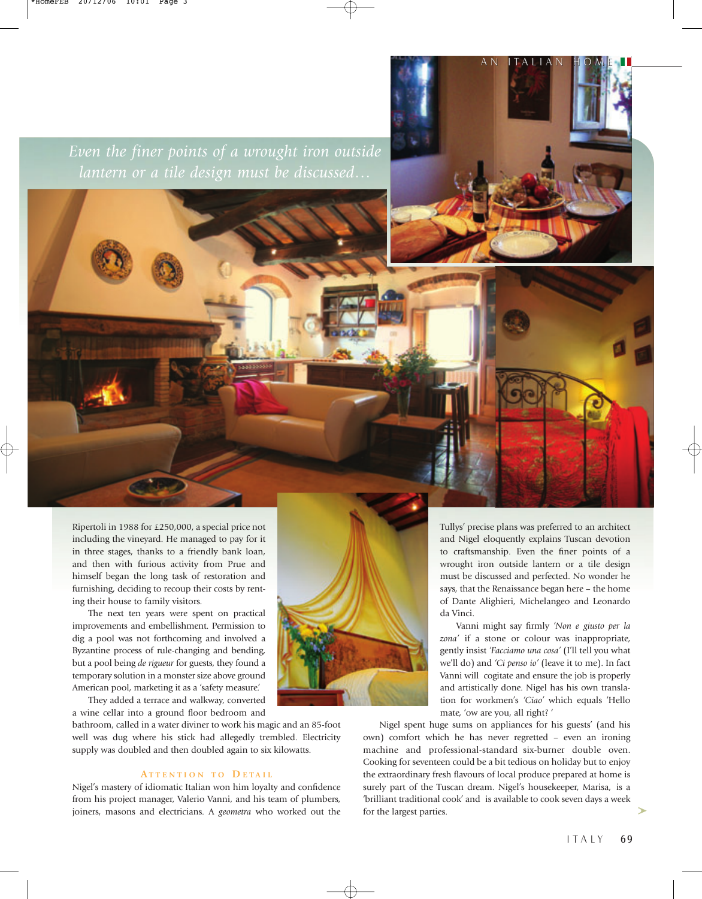*Even the finer points of a wrought iron outside lantern or a tile design must be discussed…*

Ripertoli in 1988 for £250,000, a special price not including the vineyard. He managed to pay for it in three stages, thanks to a friendly bank loan, and then with furious activity from Prue and himself began the long task of restoration and furnishing, deciding to recoup their costs by renting their house to family visitors.

The next ten years were spent on practical improvements and embellishment. Permission to dig a pool was not forthcoming and involved a Byzantine process of rule-changing and bending, but a pool being *de rigueur* for guests, they found a temporary solution in a monster size above ground American pool, marketing it as a 'safety measure.'

They added a terrace and walkway, converted a wine cellar into a ground floor bedroom and bathroom, called in a water diviner to work his magic and an 85-foot well was dug where his stick had allegedly trembled. Electricity supply was doubled and then doubled again to six kilowatts.

## Attention to Detail

Nigel's mastery of idiomatic Italian won him loyalty and confidence from his project manager, Valerio Vanni, and his team of plumbers, joiners, masons and electricians. A *geometra* who worked out the Tullys' precise plans was preferred to an architect and Nigel eloquently explains Tuscan devotion to craftsmanship. Even the finer points of a wrought iron outside lantern or a tile design must be discussed and perfected. No wonder he says, that the Renaissance began here – the home of Dante Alighieri, Michelangeo and Leonardo da Vinci.

Vanni might say firmly *'Non e giusto per la zona'* if a stone or colour was inappropriate, gently insist *'Facciamo una cosa'* (I'll tell you what we'll do) and *'Ci penso io'* (leave it to me). In fact Vanni will cogitate and ensure the job is properly and artistically done. Nigel has his own translation for workmen's *'Ciao'* which equals 'Hello mate, 'ow are you, all right? '

Nigel spent huge sums on appliances for his guests' (and his own) comfort which he has never regretted – even an ironing machine and professional-standard six-burner double oven. Cooking for seventeen could be a bit tedious on holiday but to enjoy the extraordinary fresh flavours of local produce prepared at home is surely part of the Tuscan dream. Nigel's housekeeper, Marisa, is a 'brilliant traditional cook' and is available to cook seven days a week for the largest parties.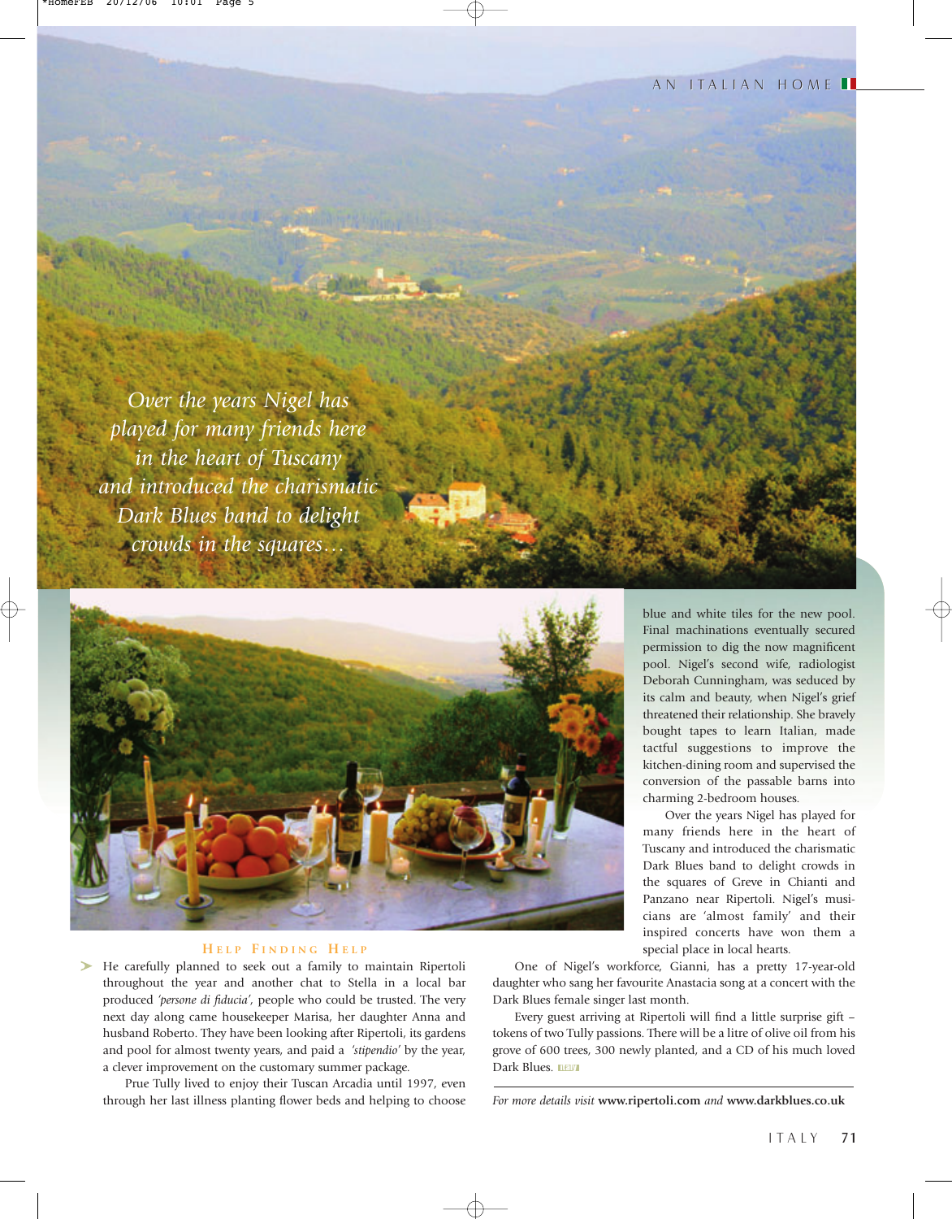*Over the years Nigel has played for many friends here in the heart of Tuscany and introduced the charismatic Dark Blues band to delight crowds in the squares…*

### Help Finding Help

He carefully planned to seek out a family to maintain Ripertoli throughout the year and another chat to Stella in a local bar produced *'persone di fiducia'*, people who could be trusted. The very next day along came housekeeper Marisa, her daughter Anna and husband Roberto. They have been looking after Ripertoli, its gardens and pool for almost twenty years, and paid a *'stipendio'* by the year, a clever improvement on the customary summer package.

Prue Tully lived to enjoy their Tuscan Arcadia until 1997, even through her last illness planting flower beds and helping to choose blue and white tiles for the new pool. Final machinations eventually secured permission to dig the now magnificent pool. Nigel's second wife, radiologist Deborah Cunningham, was seduced by its calm and beauty, when Nigel's grief threatened their relationship. She bravely bought tapes to learn Italian, made tactful suggestions to improve the kitchen-dining room and supervised the conversion of the passable barns into charming 2-bedroom houses.

Over the years Nigel has played for many friends here in the heart of Tuscany and introduced the charismatic Dark Blues band to delight crowds in the squares of Greve in Chianti and Panzano near Ripertoli. Nigel's musicians are 'almost family' and their inspired concerts have won them a special place in local hearts.

One of Nigel's workforce, Gianni, has a pretty 17-year-old daughter who sang her favourite Anastacia song at a concert with the Dark Blues female singer last month.

Every guest arriving at Ripertoli will find a little surprise gift – tokens of two Tully passions. There will be a litre of olive oil from his grove of 600 trees, 300 newly planted, and a CD of his much loved Dark Blues.

*For more details visit* **www.ripertoli.com** *and* **www.darkblues.co.uk**